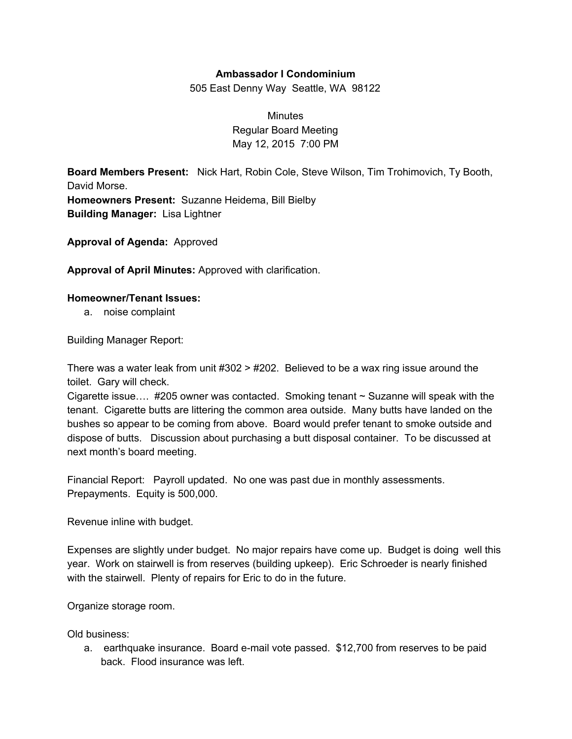**Ambassador I Condominium**

505 East Denny Way Seattle, WA 98122

Minutes
Regular Board Meeting
May 12, 2015 7:00 PM

**Board Members Present:** Nick Hart, Robin Cole, Steve Wilson, Tim Trohimovich, Ty Booth, David Morse.
**Homeowners Present:** Suzanne Heidema, Bill Bielby
**Building Manager:** Lisa Lightner

**Approval of Agenda:** Approved

**Approval of April Minutes:** Approved with clarification.

**Homeowner/Tenant Issues:**

a. noise complaint

Building Manager Report:

There was a water leak from unit #302 > #202. Believed to be a wax ring issue around the toilet. Gary will check.
Cigarette issue…. #205 owner was contacted. Smoking tenant ~ Suzanne will speak with the tenant. Cigarette butts are littering the common area outside. Many butts have landed on the bushes so appear to be coming from above. Board would prefer tenant to smoke outside and dispose of butts. Discussion about purchasing a butt disposal container. To be discussed at next month's board meeting.

Financial Report: Payroll updated. No one was past due in monthly assessments. Prepayments. Equity is 500,000.

Revenue inline with budget.

Expenses are slightly under budget. No major repairs have come up. Budget is doing well this year. Work on stairwell is from reserves (building upkeep). Eric Schroeder is nearly finished with the stairwell. Plenty of repairs for Eric to do in the future.

Organize storage room.

Old business:

a. earthquake insurance. Board e-mail vote passed. $12,700 from reserves to be paid back. Flood insurance was left.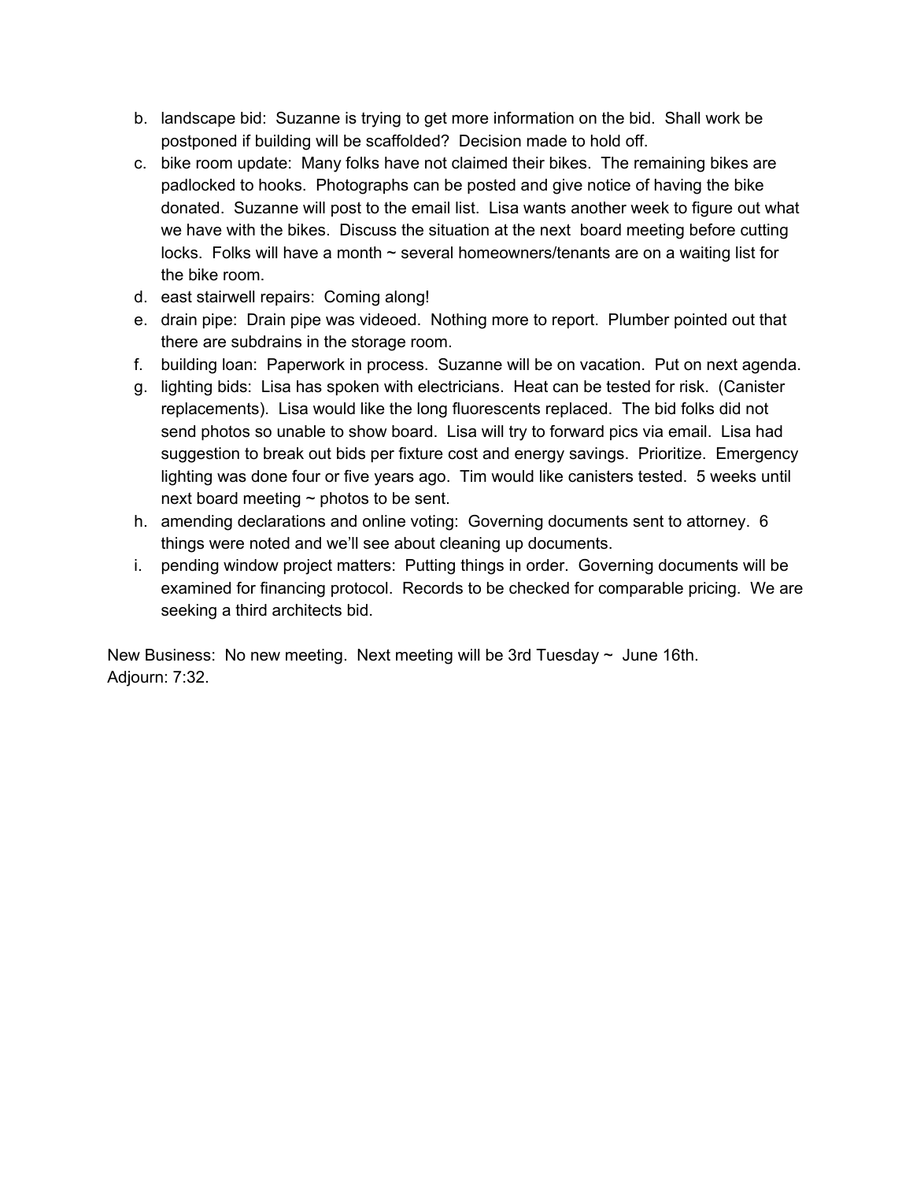b. landscape bid: Suzanne is trying to get more information on the bid. Shall work be postponed if building will be scaffolded? Decision made to hold off.
c. bike room update: Many folks have not claimed their bikes. The remaining bikes are padlocked to hooks. Photographs can be posted and give notice of having the bike donated. Suzanne will post to the email list. Lisa wants another week to figure out what we have with the bikes. Discuss the situation at the next board meeting before cutting locks. Folks will have a month ~ several homeowners/tenants are on a waiting list for the bike room.
d. east stairwell repairs: Coming along!
e. drain pipe: Drain pipe was videoed. Nothing more to report. Plumber pointed out that there are subdrains in the storage room.
f. building loan: Paperwork in process. Suzanne will be on vacation. Put on next agenda.
g. lighting bids: Lisa has spoken with electricians. Heat can be tested for risk. (Canister replacements). Lisa would like the long fluorescents replaced. The bid folks did not send photos so unable to show board. Lisa will try to forward pics via email. Lisa had suggestion to break out bids per fixture cost and energy savings. Prioritize. Emergency lighting was done four or five years ago. Tim would like canisters tested. 5 weeks until next board meeting ~ photos to be sent.
h. amending declarations and online voting: Governing documents sent to attorney. 6 things were noted and we'll see about cleaning up documents.
i. pending window project matters: Putting things in order. Governing documents will be examined for financing protocol. Records to be checked for comparable pricing. We are seeking a third architects bid.

New Business: No new meeting. Next meeting will be 3rd Tuesday ~ June 16th.
Adjourn: 7:32.